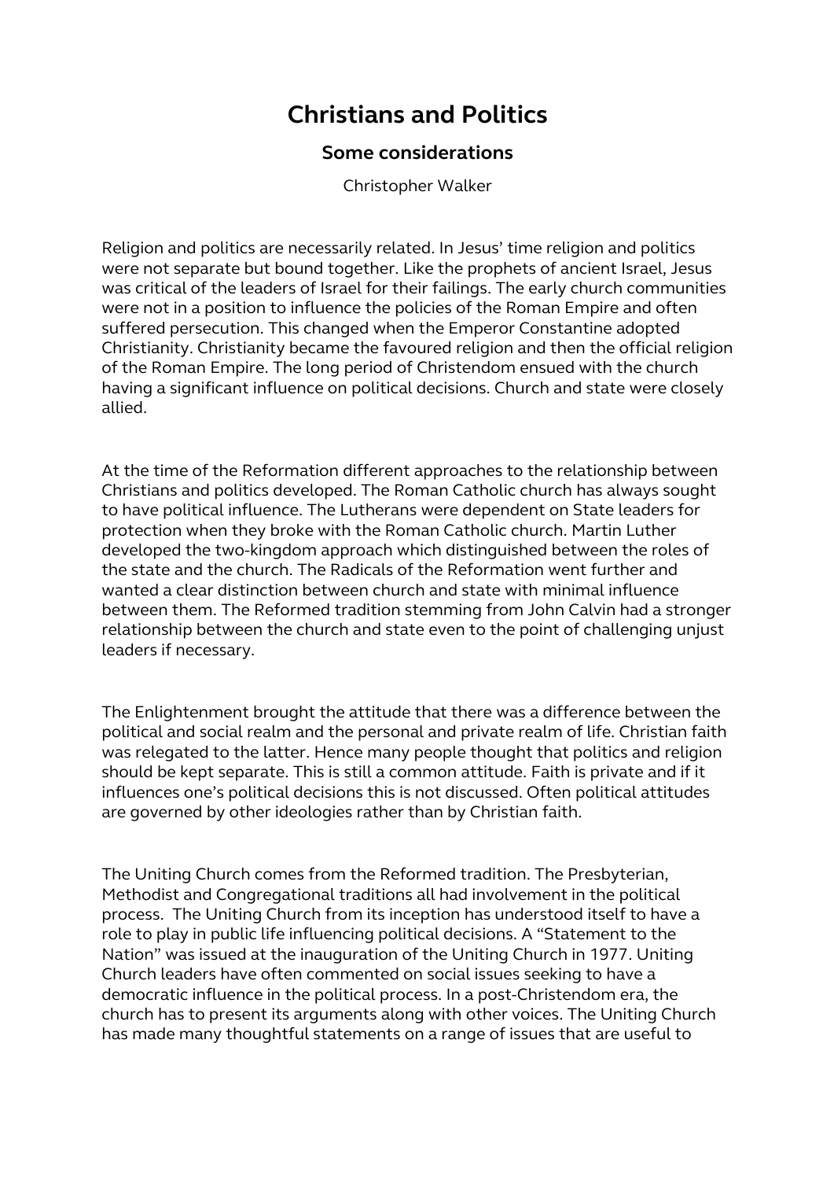# Christians and Politics

## Some considerations

Christopher Walker

Religion and politics are necessarily related. In Jesus' time religion and politics were not separate but bound together. Like the prophets of ancient Israel, Jesus was critical of the leaders of Israel for their failings. The early church communities were not in a position to influence the policies of the Roman Empire and often suffered persecution. This changed when the Emperor Constantine adopted Christianity. Christianity became the favoured religion and then the official religion of the Roman Empire. The long period of Christendom ensued with the church having a significant influence on political decisions. Church and state were closely allied.

At the time of the Reformation different approaches to the relationship between Christians and politics developed. The Roman Catholic church has always sought to have political influence. The Lutherans were dependent on State leaders for protection when they broke with the Roman Catholic church. Martin Luther developed the two-kingdom approach which distinguished between the roles of the state and the church. The Radicals of the Reformation went further and wanted a clear distinction between church and state with minimal influence between them. The Reformed tradition stemming from John Calvin had a stronger relationship between the church and state even to the point of challenging unjust leaders if necessary.

The Enlightenment brought the attitude that there was a difference between the political and social realm and the personal and private realm of life. Christian faith was relegated to the latter. Hence many people thought that politics and religion should be kept separate. This is still a common attitude. Faith is private and if it influences one's political decisions this is not discussed. Often political attitudes are governed by other ideologies rather than by Christian faith.

The Uniting Church comes from the Reformed tradition. The Presbyterian, Methodist and Congregational traditions all had involvement in the political process. The Uniting Church from its inception has understood itself to have a role to play in public life influencing political decisions. A "Statement to the Nation" was issued at the inauguration of the Uniting Church in 1977. Uniting Church leaders have often commented on social issues seeking to have a democratic influence in the political process. In a post-Christendom era, the church has to present its arguments along with other voices. The Uniting Church has made many thoughtful statements on a range of issues that are useful to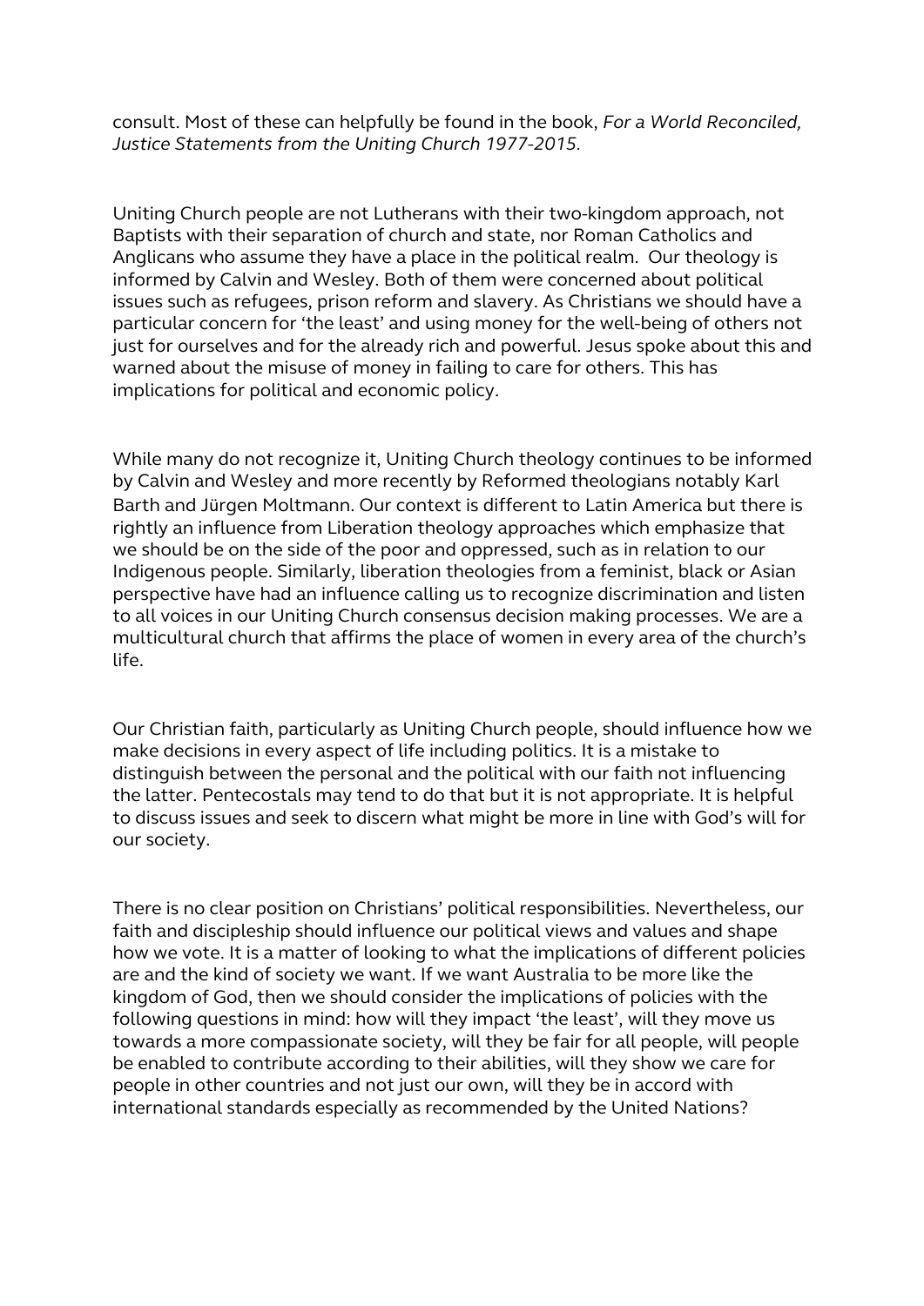consult. Most of these can helpfully be found in the book, *For a World Reconciled, Justice Statements from the Uniting Church 1977-2015.*

Uniting Church people are not Lutherans with their two-kingdom approach, not Baptists with their separation of church and state, nor Roman Catholics and Anglicans who assume they have a place in the political realm. Our theology is informed by Calvin and Wesley. Both of them were concerned about political issues such as refugees, prison reform and slavery. As Christians we should have a particular concern for 'the least' and using money for the well-being of others not just for ourselves and for the already rich and powerful. Jesus spoke about this and warned about the misuse of money in failing to care for others. This has implications for political and economic policy.

While many do not recognize it, Uniting Church theology continues to be informed by Calvin and Wesley and more recently by Reformed theologians notably Karl Barth and Jürgen Moltmann. Our context is different to Latin America but there is rightly an influence from Liberation theology approaches which emphasize that we should be on the side of the poor and oppressed, such as in relation to our Indigenous people. Similarly, liberation theologies from a feminist, black or Asian perspective have had an influence calling us to recognize discrimination and listen to all voices in our Uniting Church consensus decision making processes. We are a multicultural church that affirms the place of women in every area of the church's life.

Our Christian faith, particularly as Uniting Church people, should influence how we make decisions in every aspect of life including politics. It is a mistake to distinguish between the personal and the political with our faith not influencing the latter. Pentecostals may tend to do that but it is not appropriate. It is helpful to discuss issues and seek to discern what might be more in line with God's will for our society.

There is no clear position on Christians' political responsibilities. Nevertheless, our faith and discipleship should influence our political views and values and shape how we vote. It is a matter of looking to what the implications of different policies are and the kind of society we want. If we want Australia to be more like the kingdom of God, then we should consider the implications of policies with the following questions in mind: how will they impact 'the least', will they move us towards a more compassionate society, will they be fair for all people, will people be enabled to contribute according to their abilities, will they show we care for people in other countries and not just our own, will they be in accord with international standards especially as recommended by the United Nations?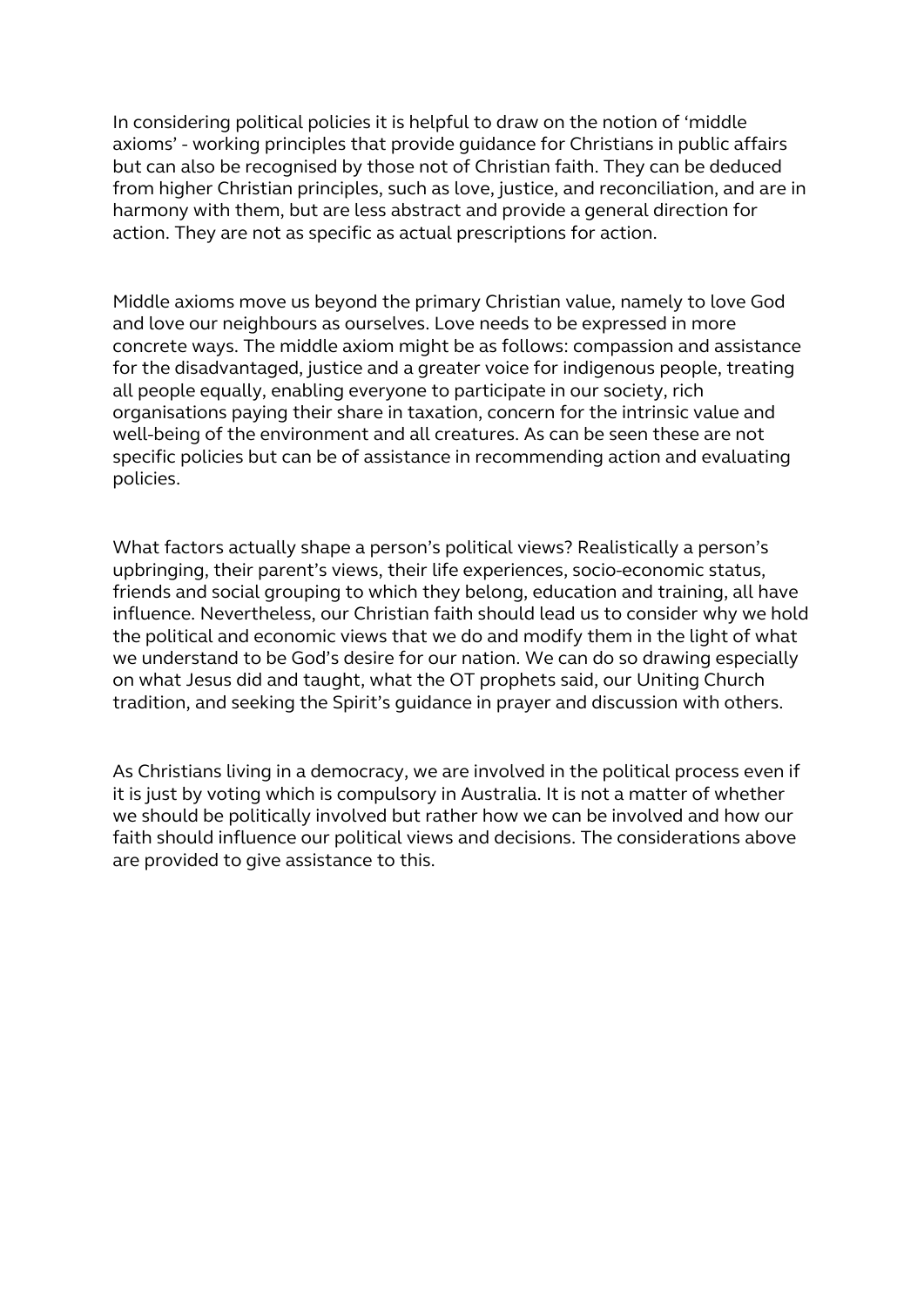In considering political policies it is helpful to draw on the notion of 'middle axioms' - working principles that provide guidance for Christians in public affairs but can also be recognised by those not of Christian faith. They can be deduced from higher Christian principles, such as love, justice, and reconciliation, and are in harmony with them, but are less abstract and provide a general direction for action. They are not as specific as actual prescriptions for action.

Middle axioms move us beyond the primary Christian value, namely to love God and love our neighbours as ourselves. Love needs to be expressed in more concrete ways. The middle axiom might be as follows: compassion and assistance for the disadvantaged, justice and a greater voice for indigenous people, treating all people equally, enabling everyone to participate in our society, rich organisations paying their share in taxation, concern for the intrinsic value and well-being of the environment and all creatures. As can be seen these are not specific policies but can be of assistance in recommending action and evaluating policies.

What factors actually shape a person's political views? Realistically a person's upbringing, their parent's views, their life experiences, socio-economic status, friends and social grouping to which they belong, education and training, all have influence. Nevertheless, our Christian faith should lead us to consider why we hold the political and economic views that we do and modify them in the light of what we understand to be God's desire for our nation. We can do so drawing especially on what Jesus did and taught, what the OT prophets said, our Uniting Church tradition, and seeking the Spirit's guidance in prayer and discussion with others.

As Christians living in a democracy, we are involved in the political process even if it is just by voting which is compulsory in Australia. It is not a matter of whether we should be politically involved but rather how we can be involved and how our faith should influence our political views and decisions. The considerations above are provided to give assistance to this.